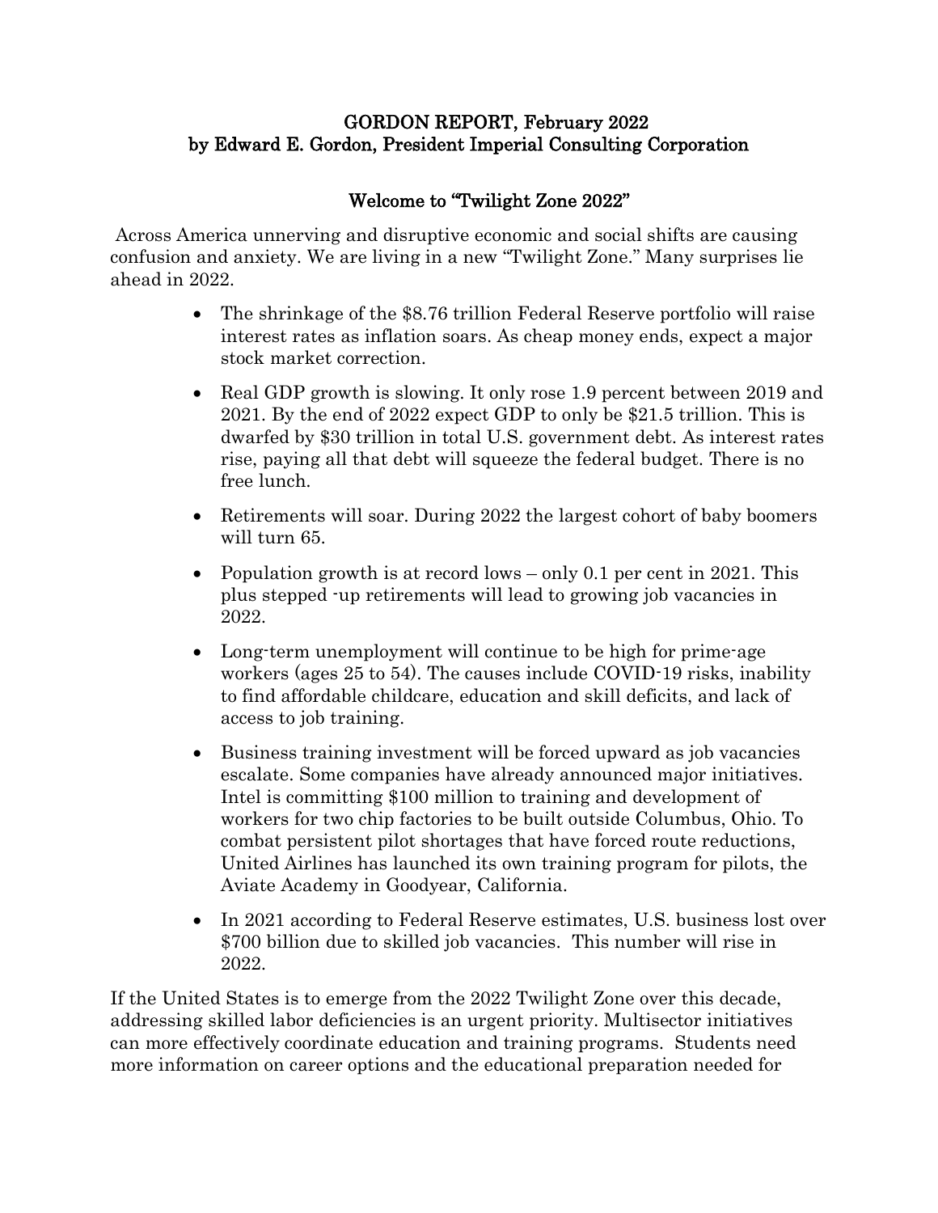# GORDON REPORT, February 2022
## by Edward E. Gordon, President Imperial Consulting Corporation

## Welcome to "Twilight Zone 2022"

Across America unnerving and disruptive economic and social shifts are causing confusion and anxiety. We are living in a new "Twilight Zone." Many surprises lie ahead in 2022.

- The shrinkage of the $8.76 trillion Federal Reserve portfolio will raise interest rates as inflation soars. As cheap money ends, expect a major stock market correction.
- Real GDP growth is slowing. It only rose 1.9 percent between 2019 and 2021. By the end of 2022 expect GDP to only be $21.5 trillion. This is dwarfed by $30 trillion in total U.S. government debt. As interest rates rise, paying all that debt will squeeze the federal budget. There is no free lunch.
- Retirements will soar. During 2022 the largest cohort of baby boomers will turn 65.
- Population growth is at record lows – only 0.1 per cent in 2021. This plus stepped -up retirements will lead to growing job vacancies in 2022.
- Long-term unemployment will continue to be high for prime-age workers (ages 25 to 54). The causes include COVID-19 risks, inability to find affordable childcare, education and skill deficits, and lack of access to job training.
- Business training investment will be forced upward as job vacancies escalate. Some companies have already announced major initiatives. Intel is committing $100 million to training and development of workers for two chip factories to be built outside Columbus, Ohio. To combat persistent pilot shortages that have forced route reductions, United Airlines has launched its own training program for pilots, the Aviate Academy in Goodyear, California.
- In 2021 according to Federal Reserve estimates, U.S. business lost over $700 billion due to skilled job vacancies. This number will rise in 2022.

If the United States is to emerge from the 2022 Twilight Zone over this decade, addressing skilled labor deficiencies is an urgent priority. Multisector initiatives can more effectively coordinate education and training programs. Students need more information on career options and the educational preparation needed for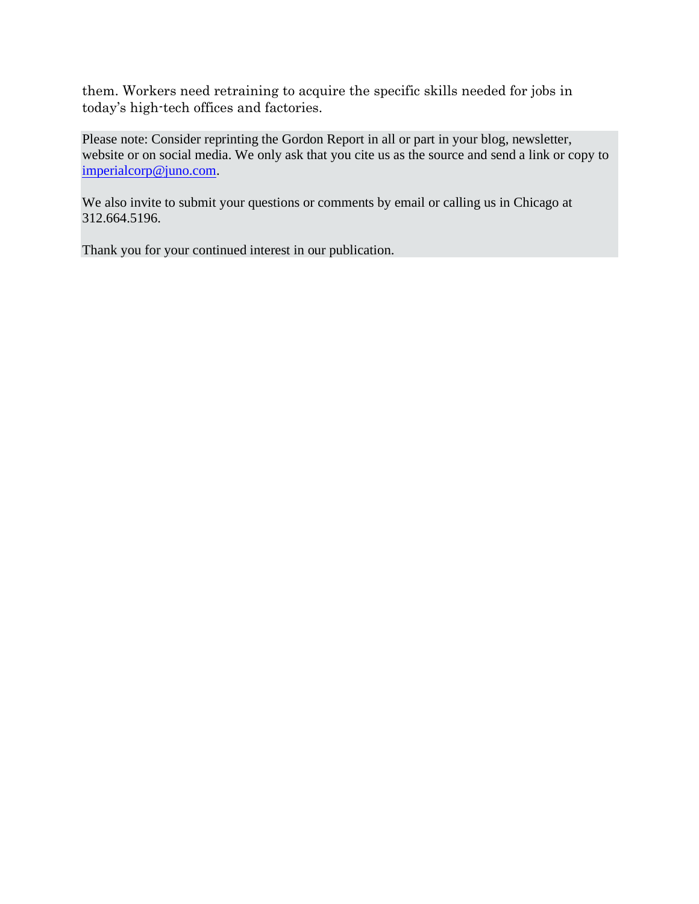them. Workers need retraining to acquire the specific skills needed for jobs in today's high-tech offices and factories.

Please note: Consider reprinting the Gordon Report in all or part in your blog, newsletter, website or on social media. We only ask that you cite us as the source and send a link or copy to imperialcorp@juno.com.

We also invite to submit your questions or comments by email or calling us in Chicago at 312.664.5196.

Thank you for your continued interest in our publication.